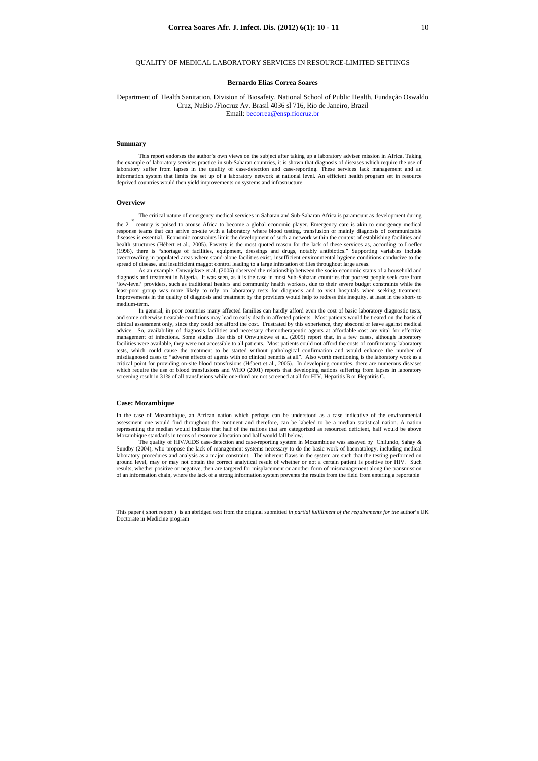# QUALITY OF MEDICAL LABORATORY SERVICES IN RESOURCE-LIMITED SETTINGS

**Bernardo Elias Correa Soares**

Department of Health Sanitation, Division of Biosafety, National School of Public Health, Fundação Oswaldo Cruz, NuBio /Fiocruz Av. Brasil 4036 sl 716, Rio de Janeiro, Brazil
Email: becorrea@ensp.fiocruz.br

## Summary

This report endorses the author's own views on the subject after taking up a laboratory adviser mission in Africa. Taking the example of laboratory services practice in sub-Saharan countries, it is shown that diagnosis of diseases which require the use of laboratory suffer from lapses in the quality of case-detection and case-reporting. These services lack management and an information system that limits the set up of a laboratory network at national level. An efficient health program set in resource deprived countries would then yield improvements on systems and infrastructure.

## Overview

The critical nature of emergency medical services in Saharan and Sub-Saharan Africa is paramount as development during the 21st century is poised to arouse Africa to become a global economic player. Emergency care is akin to emergency medical response teams that can arrive on-site with a laboratory where blood testing, transfusion or mainly diagnosis of communicable diseases is essential. Economic constraints limit the development of such a network within the context of establishing facilities and health structures (Hébert et al., 2005). Poverty is the most quoted reason for the lack of these services as, according to Loefler (1998), there is "shortage of facilities, equipment, dressings and drugs, notably antibiotics." Supporting variables include overcrowding in populated areas where stand-alone facilities exist, insufficient environmental hygiene conditions conducive to the spread of disease, and insufficient maggot control leading to a large infestation of flies throughout large areas.

As an example, Onwujekwe et al. (2005) observed the relationship between the socio-economic status of a household and diagnosis and treatment in Nigeria. It was seen, as it is the case in most Sub-Saharan countries that poorest people seek care from 'low-level' providers, such as traditional healers and community health workers, due to their severe budget constraints while the least-poor group was more likely to rely on laboratory tests for diagnosis and to visit hospitals when seeking treatment. Improvements in the quality of diagnosis and treatment by the providers would help to redress this inequity, at least in the short- to medium-term.

In general, in poor countries many affected families can hardly afford even the cost of basic laboratory diagnostic tests, and some otherwise treatable conditions may lead to early death in affected patients. Most patients would be treated on the basis of clinical assessment only, since they could not afford the cost. Frustrated by this experience, they abscond or leave against medical advice. So, availability of diagnosis facilities and necessary chemotherapeutic agents at affordable cost are vital for effective management of infections. Some studies like this of Onwujekwe et al. (2005) report that, in a few cases, although laboratory facilities were available, they were not accessible to all patients. Most patients could not afford the costs of confirmatory laboratory tests, which could cause the treatment to be started without pathological confirmation and would enhance the number of misdiagnosed cases to "adverse effects of agents with no clinical benefits at all". Also worth mentioning is the laboratory work as a critical point for providing on-site blood transfusions (Hébert et al., 2005). In developing countries, there are numerous diseases which require the use of blood transfusions and WHO (2001) reports that developing nations suffering from lapses in laboratory screening result in 31% of all transfusions while one-third are not screened at all for HIV, Hepatitis B or Hepatitis C.

## Case: Mozambique

In the case of Mozambique, an African nation which perhaps can be understood as a case indicative of the environmental assessment one would find throughout the continent and therefore, can be labeled to be a median statistical nation. A nation representing the median would indicate that half of the nations that are categorized as resourced deficient, half would be above Mozambique standards in terms of resource allocation and half would fall below.

The quality of HIV/AIDS case-detection and case-reporting system in Mozambique was assayed by Chilundo, Sahay & Sundby (2004), who propose the lack of management systems necessary to do the basic work of haematology, including medical laboratory procedures and analysis as a major constraint. The inherent flaws in the system are such that the testing performed on ground level, may or may not obtain the correct analytical result of whether or not a certain patient is positive for HIV. Such results, whether positive or negative, then are targeted for misplacement or another form of mismanagement along the transmission of an information chain, where the lack of a strong information system prevents the results from the field from entering a reportable

This paper ( short report ) is an abridged text from the original submitted *in partial fulfillment of the requirements for the* author's UK Doctorate in Medicine program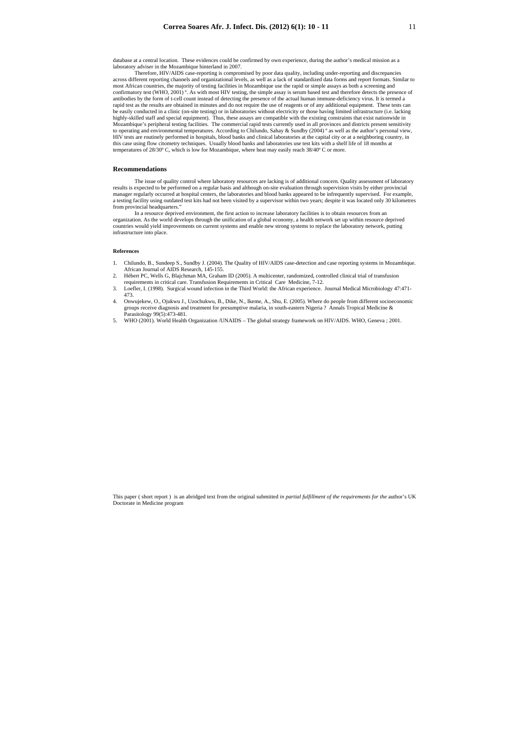database at a central location. These evidences could be confirmed by own experience, during the author's medical mission as a laboratory adviser in the Mozambique hinterland in 2007.

Therefore, HIV/AIDS case-reporting is compromised by poor data quality, including under-reporting and discrepancies across different reporting channels and organizational levels, as well as a lack of standardized data forms and report formats. Similar to most African countries, the majority of testing facilities in Mozambique use the rapid or simple assays as both a screening and confirmatory test (WHO, 2001) º. As with most HIV testing, the simple assay is serum based test and therefore detects the presence of antibodies by the form of t-cell count instead of detecting the presence of the actual human immune-deficiency virus. It is termed a rapid test as the results are obtained in minutes and do not require the use of reagents or of any additional equipment. These tests can be easily conducted in a clinic (on-site testing) or in laboratories without electricity or those having limited infrastructure (i.e. lacking highly-skilled staff and special equipment). Thus, these assays are compatible with the existing constraints that exist nationwide in Mozambique's peripheral testing facilities. The commercial rapid tests currently used in all provinces and districts present sensitivity to operating and environmental temperatures. According to Chilundo, Sahay & Sundby (2004) º as well as the author's personal view, HIV tests are routinely performed in hospitals, blood banks and clinical laboratories at the capital city or at a neighboring country, in this case using flow citometry techniques. Usually blood banks and laboratories use test kits with a shelf life of 18 months at temperatures of 28/30º C, which is low for Mozambique, where heat may easily reach 38/40º C or more.

## Recommendations

The issue of quality control where laboratory resources are lacking is of additional concern. Quality assessment of laboratory results is expected to be performed on a regular basis and although on-site evaluation through supervision visits by either provincial manager regularly occurred at hospital centers, the laboratories and blood banks appeared to be infrequently supervised. For example, a testing facility using outdated test kits had not been visited by a supervisor within two years; despite it was located only 30 kilometres from provincial headquarters."

In a resource deprived environment, the first action to increase laboratory facilities is to obtain resources from an organization. As the world develops through the unification of a global economy, a health network set up within resource deprived countries would yield improvements on current systems and enable new strong systems to replace the laboratory network, putting infrastructure into place.

### References

1. Chilundo, B., Sundeep S., Sundby J. (2004). The Quality of HIV/AIDS case-detection and case reporting systems in Mozambique. African Journal of AIDS Research, 145-155.
2. Hébert PC, Wells G, Blajchman MA, Graham ID (2005). A multicenter, randomized, controlled clinical trial of transfusion requirements in critical care. Transfusion Requirements in Critical Care Medicine, 7-12.
3. Loefler, I. (1998). Surgical wound infection in the Third World: the African experience. Journal Medical Microbiology 47:471-473.
4. Onwujekew, O., Ojukwu J., Uzochukwu, B., Dike, N., Ikeme, A., Shu, E. (2005). Where do people from different socioeconomic groups receive diagnosis and treatment for presumptive malaria, in south-eastern Nigeria ? Annals Tropical Medicine & Parasitology 99(5):473-481.
5. WHO (2001). World Health Organization /UNAIDS – The global strategy framework on HIV/AIDS. WHO, Geneva ; 2001.

This paper ( short report ) is an abridged text from the original submitted *in partial fulfillment of the requirements for the* author's UK Doctorate in Medicine program